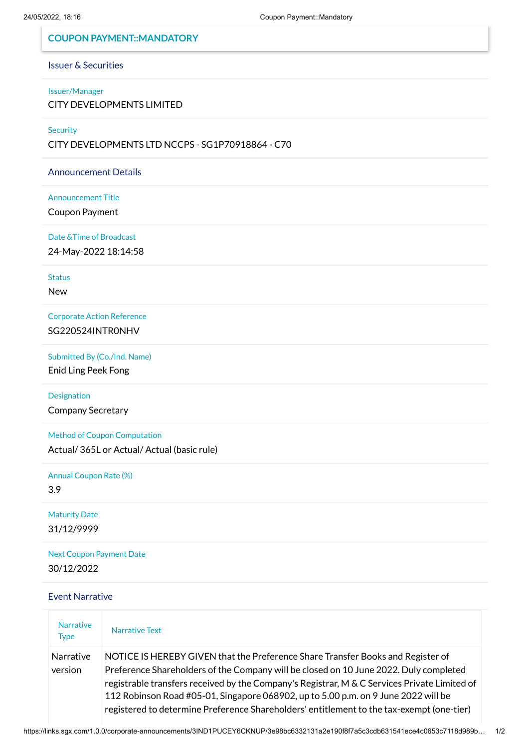# COUPON PAYMENT::MANDATORY

## Issuer & Securities

**Issuer/Manager**
CITY DEVELOPMENTS LIMITED

**Security**
CITY DEVELOPMENTS LTD NCCPS - SG1P70918864 - C70

## Announcement Details

**Announcement Title**
Coupon Payment

**Date &Time of Broadcast**
24-May-2022 18:14:58

**Status**
New

**Corporate Action Reference**
SG220524INTR0NHV

**Submitted By (Co./Ind. Name)**
Enid Ling Peek Fong

**Designation**
Company Secretary

**Method of Coupon Computation**
Actual/ 365L or Actual/ Actual (basic rule)

**Annual Coupon Rate (%)**
3.9

**Maturity Date**
31/12/9999

**Next Coupon Payment Date**
30/12/2022

## Event Narrative

| Narrative Type | Narrative Text |
| --- | --- |
| Narrative version | NOTICE IS HEREBY GIVEN that the Preference Share Transfer Books and Register of Preference Shareholders of the Company will be closed on 10 June 2022. Duly completed registrable transfers received by the Company's Registrar, M & C Services Private Limited of 112 Robinson Road #05-01, Singapore 068902, up to 5.00 p.m. on 9 June 2022 will be registered to determine Preference Shareholders' entitlement to the tax-exempt (one-tier) |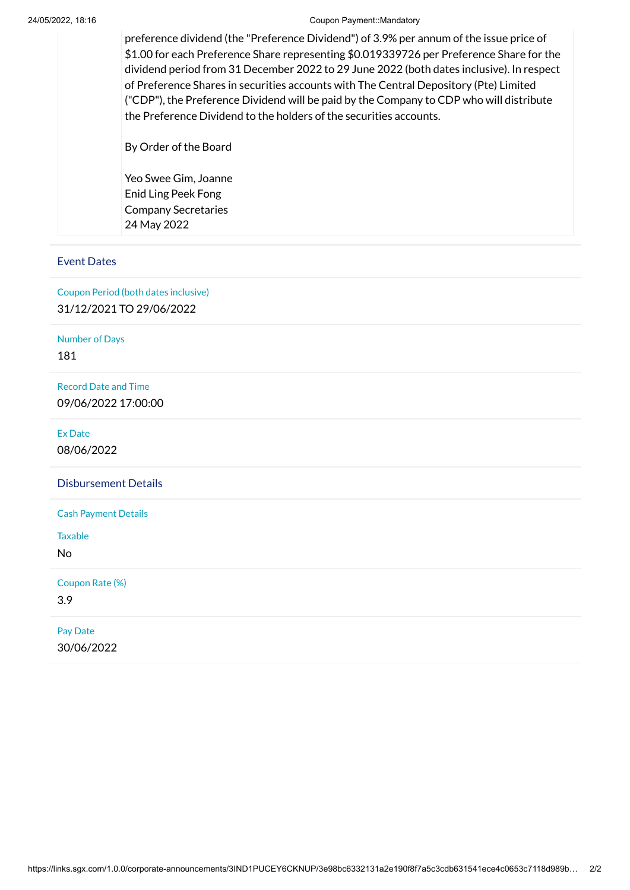preference dividend (the "Preference Dividend") of 3.9% per annum of the issue price of $1.00 for each Preference Share representing $0.019339726 per Preference Share for the dividend period from 31 December 2022 to 29 June 2022 (both dates inclusive). In respect of Preference Shares in securities accounts with The Central Depository (Pte) Limited ("CDP"), the Preference Dividend will be paid by the Company to CDP who will distribute the Preference Dividend to the holders of the securities accounts.

By Order of the Board

Yeo Swee Gim, Joanne
Enid Ling Peek Fong
Company Secretaries
24 May 2022

## Event Dates

Coupon Period (both dates inclusive)
31/12/2021 TO 29/06/2022

Number of Days
181

Record Date and Time
09/06/2022 17:00:00

Ex Date
08/06/2022

## Disbursement Details

Cash Payment Details

Taxable
No

Coupon Rate (%)
3.9

Pay Date
30/06/2022